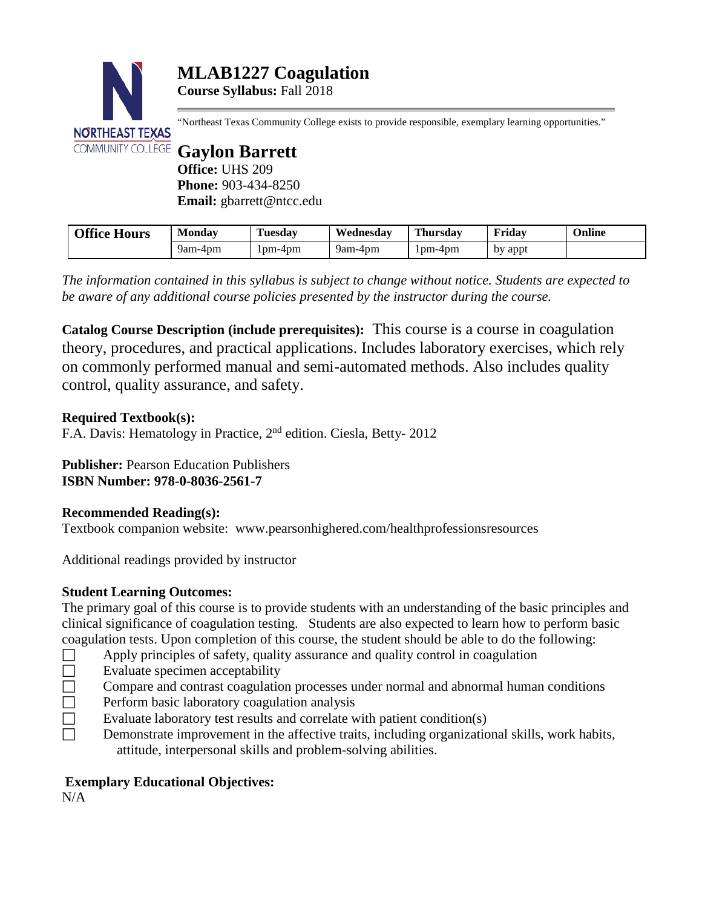# MLAB1227 Coagulation

**Course Syllabus:** Fall 2018

"Northeast Texas Community College exists to provide responsible, exemplary learning opportunities."

## Gaylon Barrett

**Office:** UHS 209
**Phone:** 903-434-8250
**Email:** gbarrett@ntcc.edu

| Office Hours | Monday | Tuesday | Wednesday | Thursday | Friday | Online |
|---|---|---|---|---|---|---|
| | 9am-4pm | 1pm-4pm | 9am-4pm | 1pm-4pm | by appt | |

*The information contained in this syllabus is subject to change without notice. Students are expected to be aware of any additional course policies presented by the instructor during the course.*

**Catalog Course Description (include prerequisites):** This course is a course in coagulation theory, procedures, and practical applications. Includes laboratory exercises, which rely on commonly performed manual and semi-automated methods. Also includes quality control, quality assurance, and safety.

**Required Textbook(s):**
F.A. Davis: Hematology in Practice, 2nd edition. Ciesla, Betty- 2012

**Publisher:** Pearson Education Publishers
**ISBN Number: 978-0-8036-2561-7**

**Recommended Reading(s):**
Textbook companion website: www.pearsonhighered.com/healthprofessionsresources

Additional readings provided by instructor

**Student Learning Outcomes:**
The primary goal of this course is to provide students with an understanding of the basic principles and clinical significance of coagulation testing. Students are also expected to learn how to perform basic coagulation tests. Upon completion of this course, the student should be able to do the following:

- Apply principles of safety, quality assurance and quality control in coagulation
- Evaluate specimen acceptability
- Compare and contrast coagulation processes under normal and abnormal human conditions
- Perform basic laboratory coagulation analysis
- Evaluate laboratory test results and correlate with patient condition(s)
- Demonstrate improvement in the affective traits, including organizational skills, work habits, attitude, interpersonal skills and problem-solving abilities.

**Exemplary Educational Objectives:**
N/A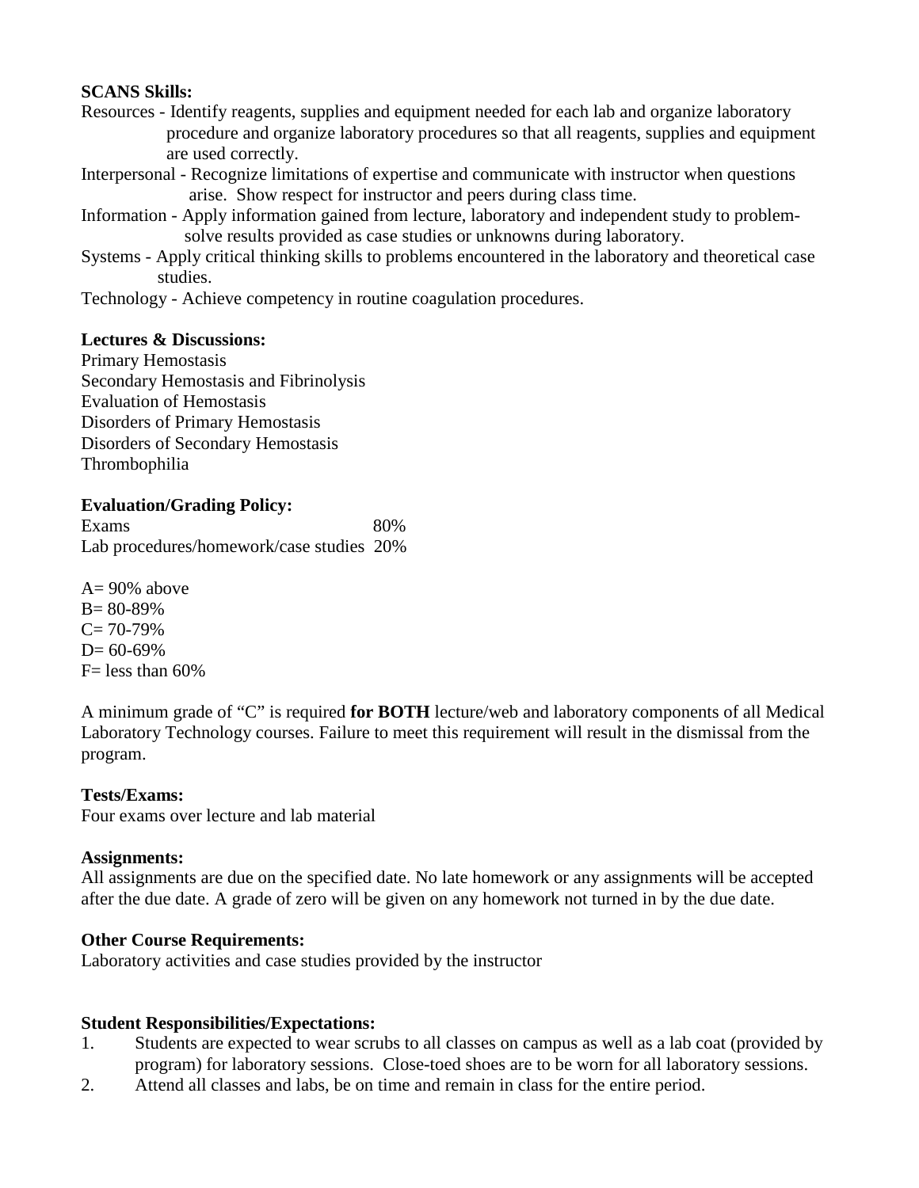**SCANS Skills:**

Resources - Identify reagents, supplies and equipment needed for each lab and organize laboratory procedure and organize laboratory procedures so that all reagents, supplies and equipment are used correctly.

Interpersonal - Recognize limitations of expertise and communicate with instructor when questions arise. Show respect for instructor and peers during class time.

Information - Apply information gained from lecture, laboratory and independent study to problem-solve results provided as case studies or unknowns during laboratory.

Systems - Apply critical thinking skills to problems encountered in the laboratory and theoretical case studies.

Technology - Achieve competency in routine coagulation procedures.

**Lectures & Discussions:**

Primary Hemostasis
Secondary Hemostasis and Fibrinolysis
Evaluation of Hemostasis
Disorders of Primary Hemostasis
Disorders of Secondary Hemostasis
Thrombophilia

**Evaluation/Grading Policy:**

| | |
|---|---|
| Exams | 80% |
| Lab procedures/homework/case studies | 20% |

A= 90% above
B= 80-89%
C= 70-79%
D= 60-69%
F= less than 60%

A minimum grade of "C" is required **for BOTH** lecture/web and laboratory components of all Medical Laboratory Technology courses. Failure to meet this requirement will result in the dismissal from the program.

**Tests/Exams:**

Four exams over lecture and lab material

**Assignments:**

All assignments are due on the specified date. No late homework or any assignments will be accepted after the due date. A grade of zero will be given on any homework not turned in by the due date.

**Other Course Requirements:**

Laboratory activities and case studies provided by the instructor

**Student Responsibilities/Expectations:**

1. Students are expected to wear scrubs to all classes on campus as well as a lab coat (provided by program) for laboratory sessions. Close-toed shoes are to be worn for all laboratory sessions.
2. Attend all classes and labs, be on time and remain in class for the entire period.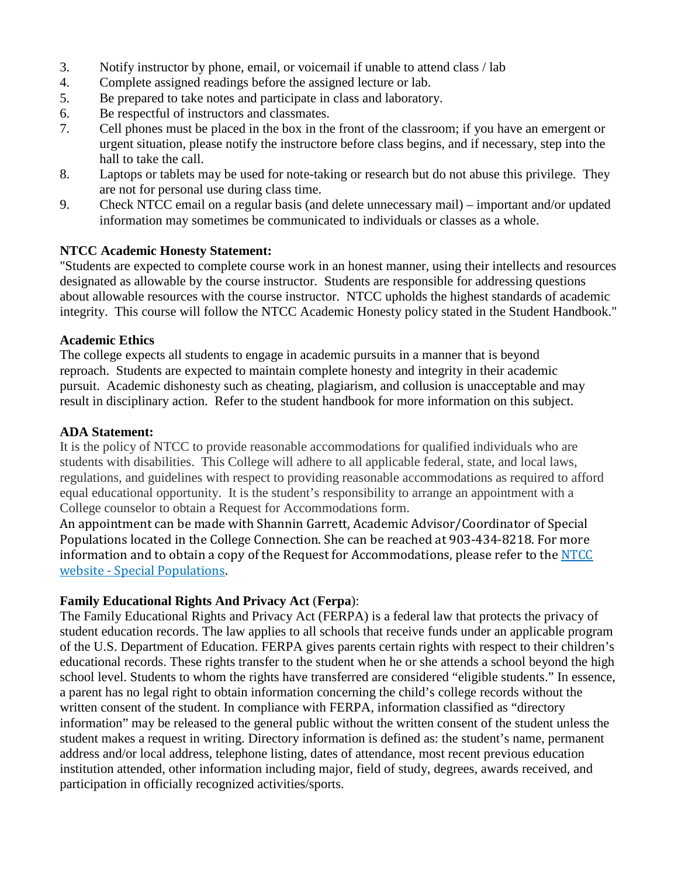3. Notify instructor by phone, email, or voicemail if unable to attend class / lab
4. Complete assigned readings before the assigned lecture or lab.
5. Be prepared to take notes and participate in class and laboratory.
6. Be respectful of instructors and classmates.
7. Cell phones must be placed in the box in the front of the classroom; if you have an emergent or urgent situation, please notify the instructore before class begins, and if necessary, step into the hall to take the call.
8. Laptops or tablets may be used for note-taking or research but do not abuse this privilege. They are not for personal use during class time.
9. Check NTCC email on a regular basis (and delete unnecessary mail) – important and/or updated information may sometimes be communicated to individuals or classes as a whole.

**NTCC Academic Honesty Statement:**

"Students are expected to complete course work in an honest manner, using their intellects and resources designated as allowable by the course instructor. Students are responsible for addressing questions about allowable resources with the course instructor. NTCC upholds the highest standards of academic integrity. This course will follow the NTCC Academic Honesty policy stated in the Student Handbook."

**Academic Ethics**

The college expects all students to engage in academic pursuits in a manner that is beyond reproach. Students are expected to maintain complete honesty and integrity in their academic pursuit. Academic dishonesty such as cheating, plagiarism, and collusion is unacceptable and may result in disciplinary action. Refer to the student handbook for more information on this subject.

**ADA Statement:**

It is the policy of NTCC to provide reasonable accommodations for qualified individuals who are students with disabilities. This College will adhere to all applicable federal, state, and local laws, regulations, and guidelines with respect to providing reasonable accommodations as required to afford equal educational opportunity. It is the student's responsibility to arrange an appointment with a College counselor to obtain a Request for Accommodations form.

An appointment can be made with Shannin Garrett, Academic Advisor/Coordinator of Special Populations located in the College Connection. She can be reached at 903-434-8218. For more information and to obtain a copy of the Request for Accommodations, please refer to the NTCC website - Special Populations.

**Family Educational Rights And Privacy Act** (**Ferpa**):

The Family Educational Rights and Privacy Act (FERPA) is a federal law that protects the privacy of student education records. The law applies to all schools that receive funds under an applicable program of the U.S. Department of Education. FERPA gives parents certain rights with respect to their children's educational records. These rights transfer to the student when he or she attends a school beyond the high school level. Students to whom the rights have transferred are considered "eligible students." In essence, a parent has no legal right to obtain information concerning the child's college records without the written consent of the student. In compliance with FERPA, information classified as "directory information" may be released to the general public without the written consent of the student unless the student makes a request in writing. Directory information is defined as: the student's name, permanent address and/or local address, telephone listing, dates of attendance, most recent previous education institution attended, other information including major, field of study, degrees, awards received, and participation in officially recognized activities/sports.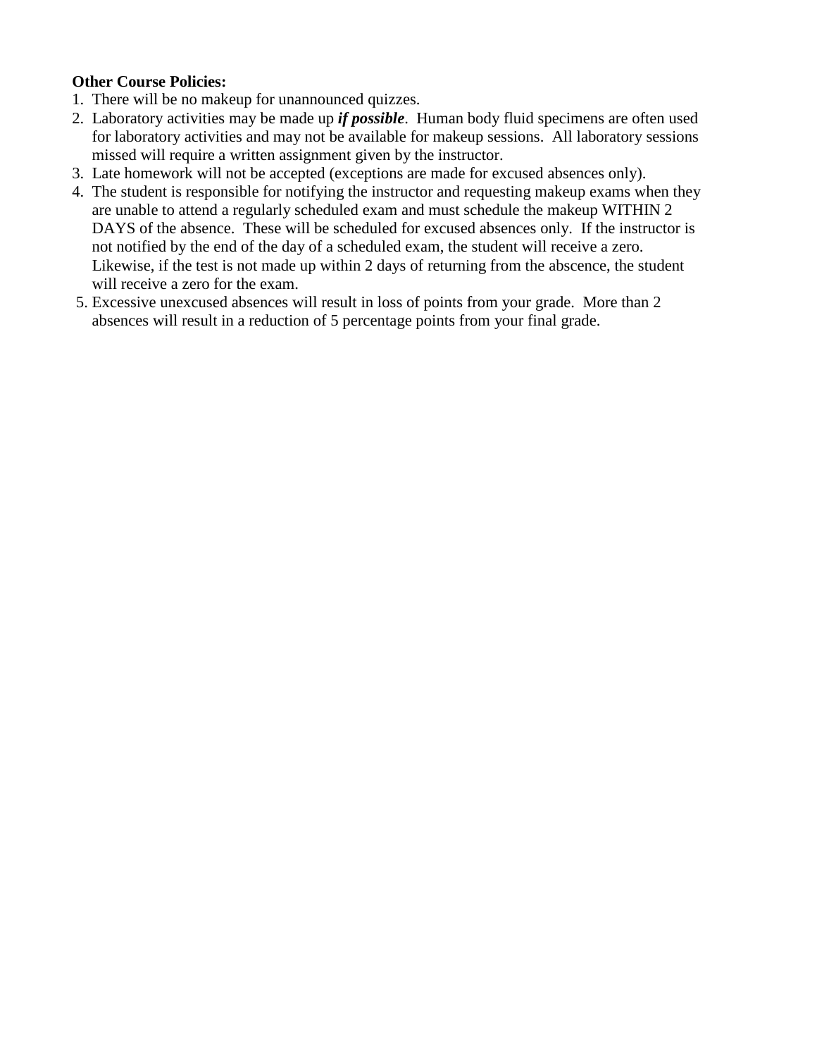**Other Course Policies:**

1. There will be no makeup for unannounced quizzes.
2. Laboratory activities may be made up ***if possible***. Human body fluid specimens are often used for laboratory activities and may not be available for makeup sessions. All laboratory sessions missed will require a written assignment given by the instructor.
3. Late homework will not be accepted (exceptions are made for excused absences only).
4. The student is responsible for notifying the instructor and requesting makeup exams when they are unable to attend a regularly scheduled exam and must schedule the makeup WITHIN 2 DAYS of the absence. These will be scheduled for excused absences only. If the instructor is not notified by the end of the day of a scheduled exam, the student will receive a zero. Likewise, if the test is not made up within 2 days of returning from the abscence, the student will receive a zero for the exam.
5. Excessive unexcused absences will result in loss of points from your grade. More than 2 absences will result in a reduction of 5 percentage points from your final grade.